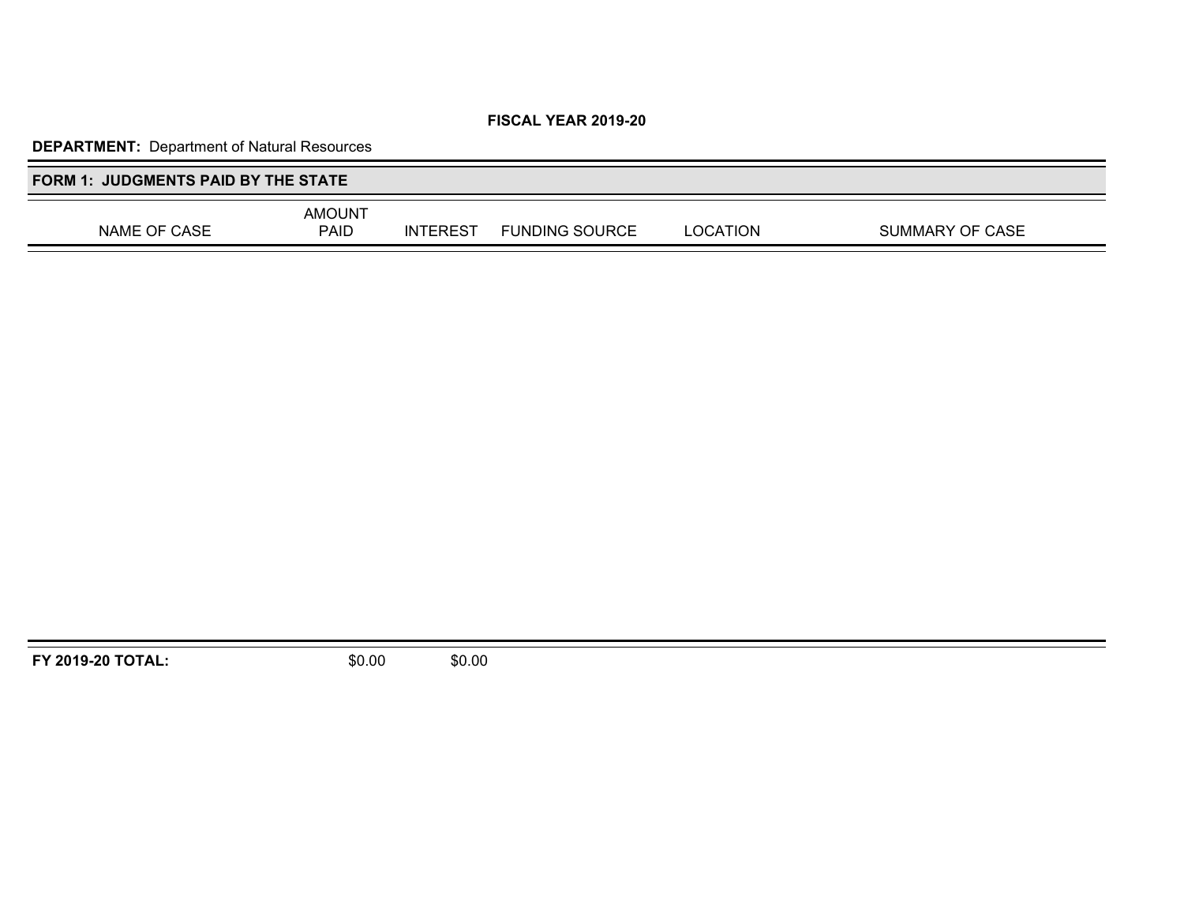**FISCAL YEAR 2019-20**

**DEPARTMENT:** Department of Natural Resources

## FORM 1: JUDGMENTS PAID BY THE STATE

| NAME OF CASE | AMOUNT PAID | INTEREST | FUNDING SOURCE | LOCATION | SUMMARY OF CASE |
|---|---|---|---|---|---|
| **FY 2019-20 TOTAL:** | $0.00 | $0.00 | | | |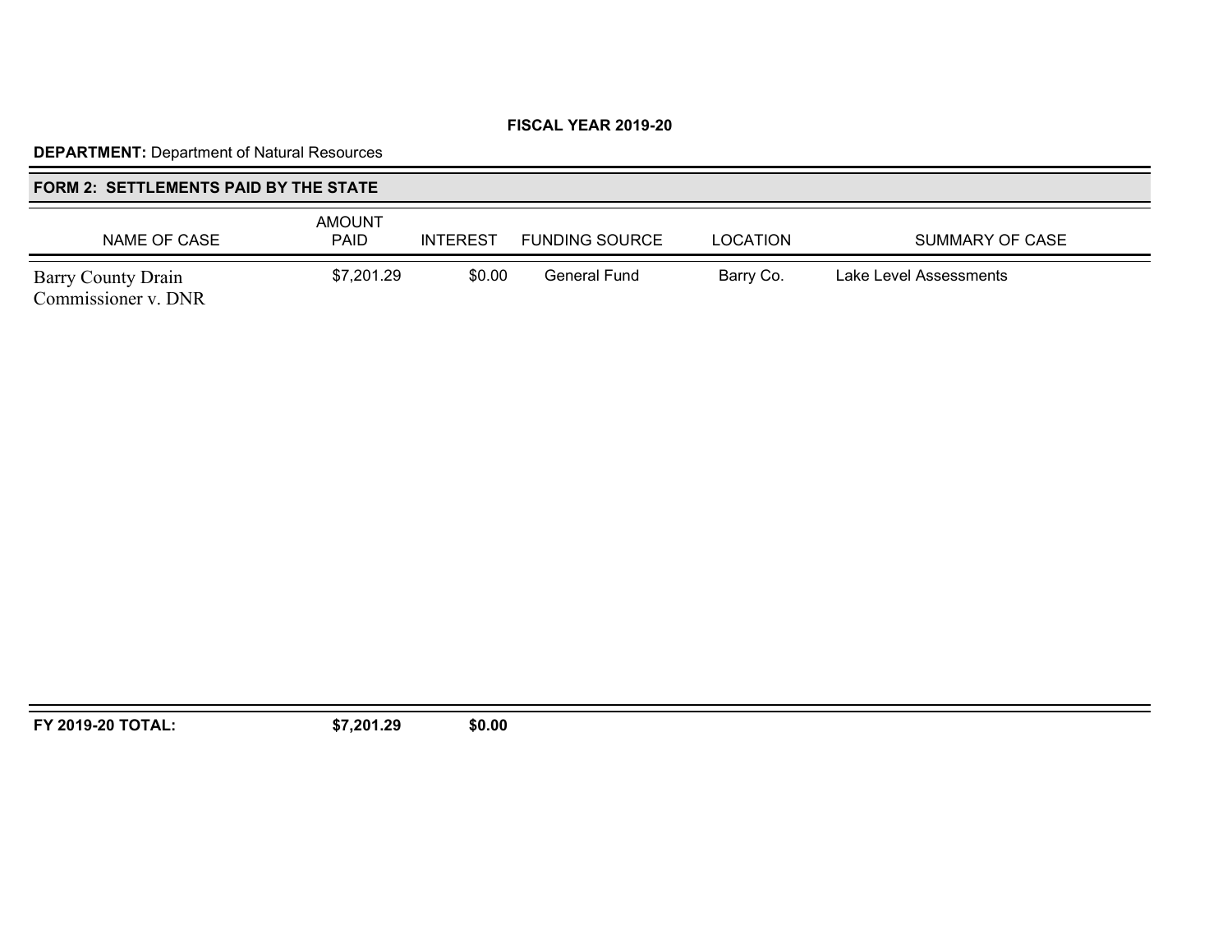**FISCAL YEAR 2019-20**

**DEPARTMENT:** Department of Natural Resources

## FORM 2: SETTLEMENTS PAID BY THE STATE

| NAME OF CASE | AMOUNT PAID | INTEREST | FUNDING SOURCE | LOCATION | SUMMARY OF CASE |
|---|---|---|---|---|---|
| Barry County Drain Commissioner v. DNR | $7,201.29 | $0.00 | General Fund | Barry Co. | Lake Level Assessments |
| **FY 2019-20 TOTAL:** | **$7,201.29** | **$0.00** | | | |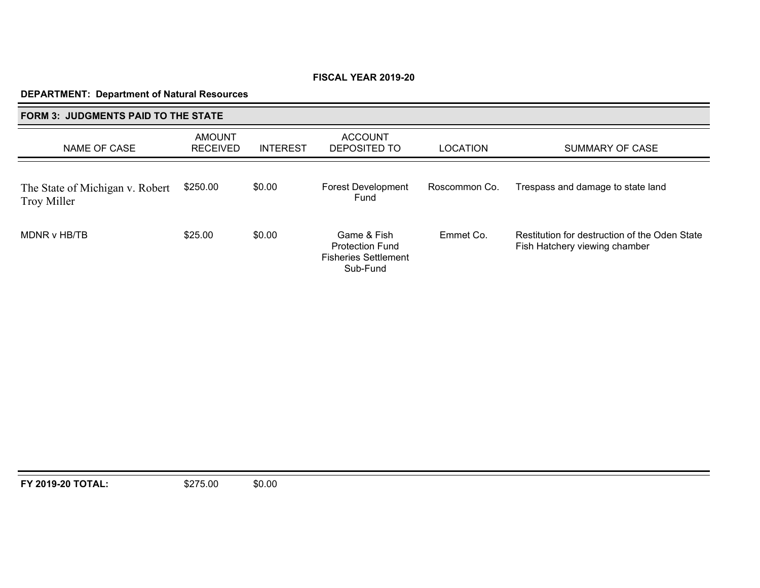**FISCAL YEAR 2019-20**

**DEPARTMENT: Department of Natural Resources**

## FORM 3: JUDGMENTS PAID TO THE STATE

| NAME OF CASE | AMOUNT RECEIVED | INTEREST | ACCOUNT DEPOSITED TO | LOCATION | SUMMARY OF CASE |
|---|---|---|---|---|---|
| The State of Michigan v. Robert Troy Miller | $250.00 | $0.00 | Forest Development Fund | Roscommon Co. | Trespass and damage to state land |
| MDNR v HB/TB | $25.00 | $0.00 | Game & Fish Protection Fund Fisheries Settlement Sub-Fund | Emmet Co. | Restitution for destruction of the Oden State Fish Hatchery viewing chamber |
| **FY 2019-20 TOTAL:** | $275.00 | $0.00 | | | |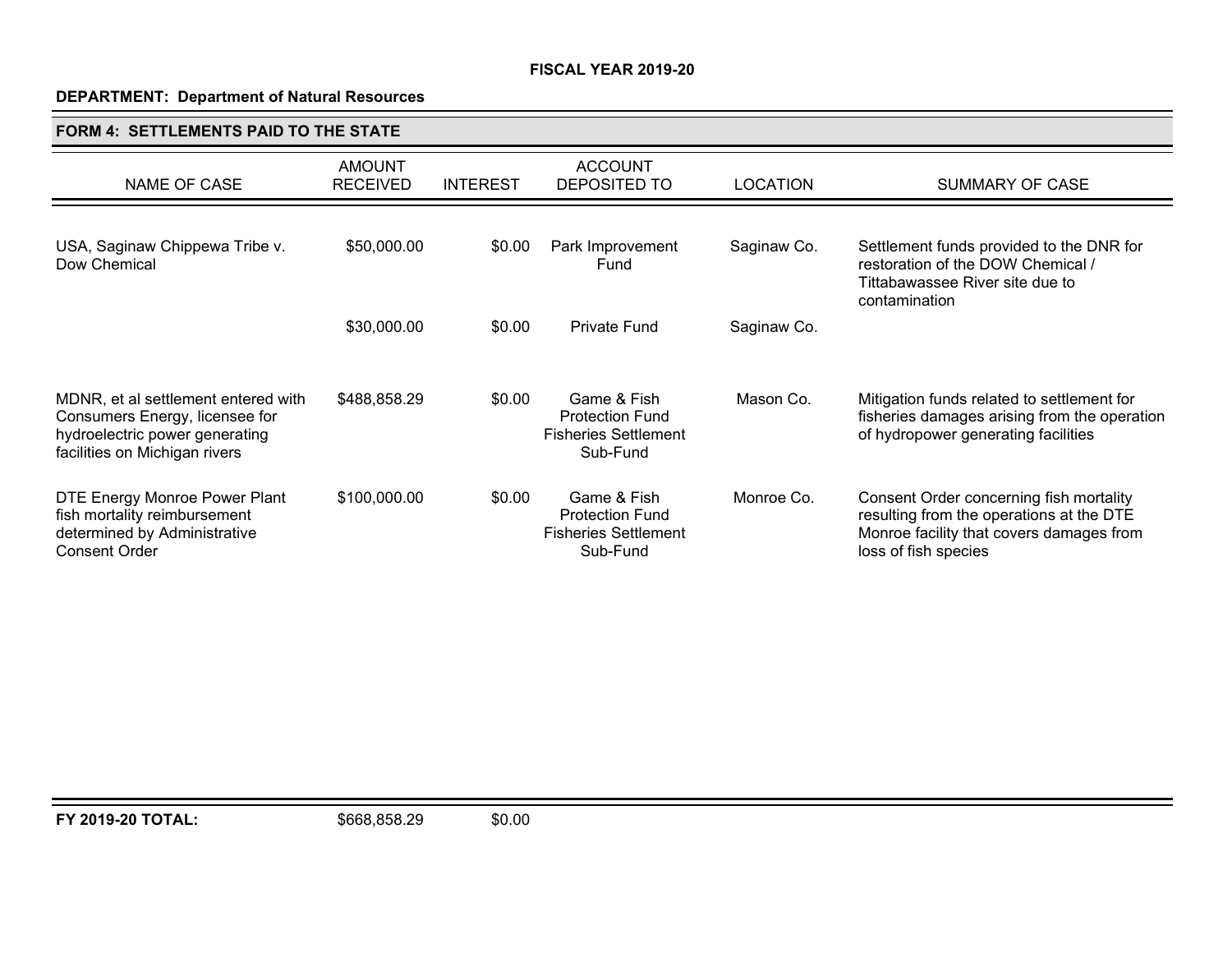**FISCAL YEAR 2019-20**

**DEPARTMENT: Department of Natural Resources**

**FORM 4: SETTLEMENTS PAID TO THE STATE**

| NAME OF CASE | AMOUNT RECEIVED | INTEREST | ACCOUNT DEPOSITED TO | LOCATION | SUMMARY OF CASE |
|---|---|---|---|---|---|
| USA, Saginaw Chippewa Tribe v. Dow Chemical | $50,000.00 | $0.00 | Park Improvement Fund | Saginaw Co. | Settlement funds provided to the DNR for restoration of the DOW Chemical / Tittabawassee River site due to contamination |
| | $30,000.00 | $0.00 | Private Fund | Saginaw Co. | |
| MDNR, et al settlement entered with Consumers Energy, licensee for hydroelectric power generating facilities on Michigan rivers | $488,858.29 | $0.00 | Game & Fish Protection Fund Fisheries Settlement Sub-Fund | Mason Co. | Mitigation funds related to settlement for fisheries damages arising from the operation of hydropower generating facilities |
| DTE Energy Monroe Power Plant fish mortality reimbursement determined by Administrative Consent Order | $100,000.00 | $0.00 | Game & Fish Protection Fund Fisheries Settlement Sub-Fund | Monroe Co. | Consent Order concerning fish mortality resulting from the operations at the DTE Monroe facility that covers damages from loss of fish species |
| **FY 2019-20 TOTAL:** | $668,858.29 | $0.00 | | | |